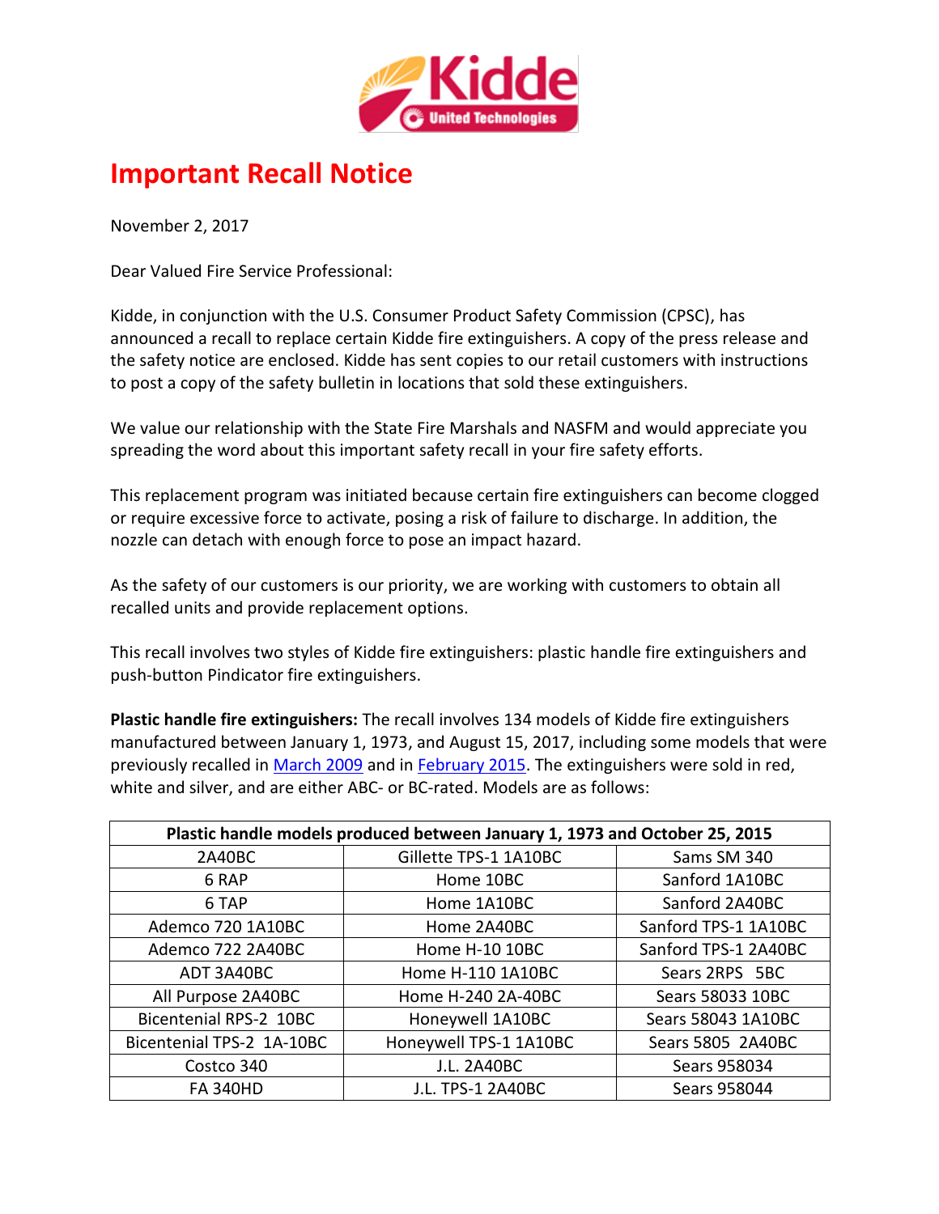Kidde
United Technologies

# Important Recall Notice

November 2, 2017

Dear Valued Fire Service Professional:

Kidde, in conjunction with the U.S. Consumer Product Safety Commission (CPSC), has announced a recall to replace certain Kidde fire extinguishers. A copy of the press release and the safety notice are enclosed. Kidde has sent copies to our retail customers with instructions to post a copy of the safety bulletin in locations that sold these extinguishers.

We value our relationship with the State Fire Marshals and NASFM and would appreciate you spreading the word about this important safety recall in your fire safety efforts.

This replacement program was initiated because certain fire extinguishers can become clogged or require excessive force to activate, posing a risk of failure to discharge. In addition, the nozzle can detach with enough force to pose an impact hazard.

As the safety of our customers is our priority, we are working with customers to obtain all recalled units and provide replacement options.

This recall involves two styles of Kidde fire extinguishers: plastic handle fire extinguishers and push-button Pindicator fire extinguishers.

**Plastic handle fire extinguishers:** The recall involves 134 models of Kidde fire extinguishers manufactured between January 1, 1973, and August 15, 2017, including some models that were previously recalled in March 2009 and in February 2015. The extinguishers were sold in red, white and silver, and are either ABC- or BC-rated. Models are as follows:

| **Plastic handle models produced between January 1, 1973 and October 25, 2015** | | |
|---|---|---|
| 2A40BC | Gillette TPS-1 1A10BC | Sams SM 340 |
| 6 RAP | Home 10BC | Sanford 1A10BC |
| 6 TAP | Home 1A10BC | Sanford 2A40BC |
| Ademco 720 1A10BC | Home 2A40BC | Sanford TPS-1 1A10BC |
| Ademco 722 2A40BC | Home H-10 10BC | Sanford TPS-1 2A40BC |
| ADT 3A40BC | Home H-110 1A10BC | Sears 2RPS 5BC |
| All Purpose 2A40BC | Home H-240 2A-40BC | Sears 58033 10BC |
| Bicentenial RPS-2 10BC | Honeywell 1A10BC | Sears 58043 1A10BC |
| Bicentenial TPS-2 1A-10BC | Honeywell TPS-1 1A10BC | Sears 5805 2A40BC |
| Costco 340 | J.L. 2A40BC | Sears 958034 |
| FA 340HD | J.L. TPS-1 2A40BC | Sears 958044 |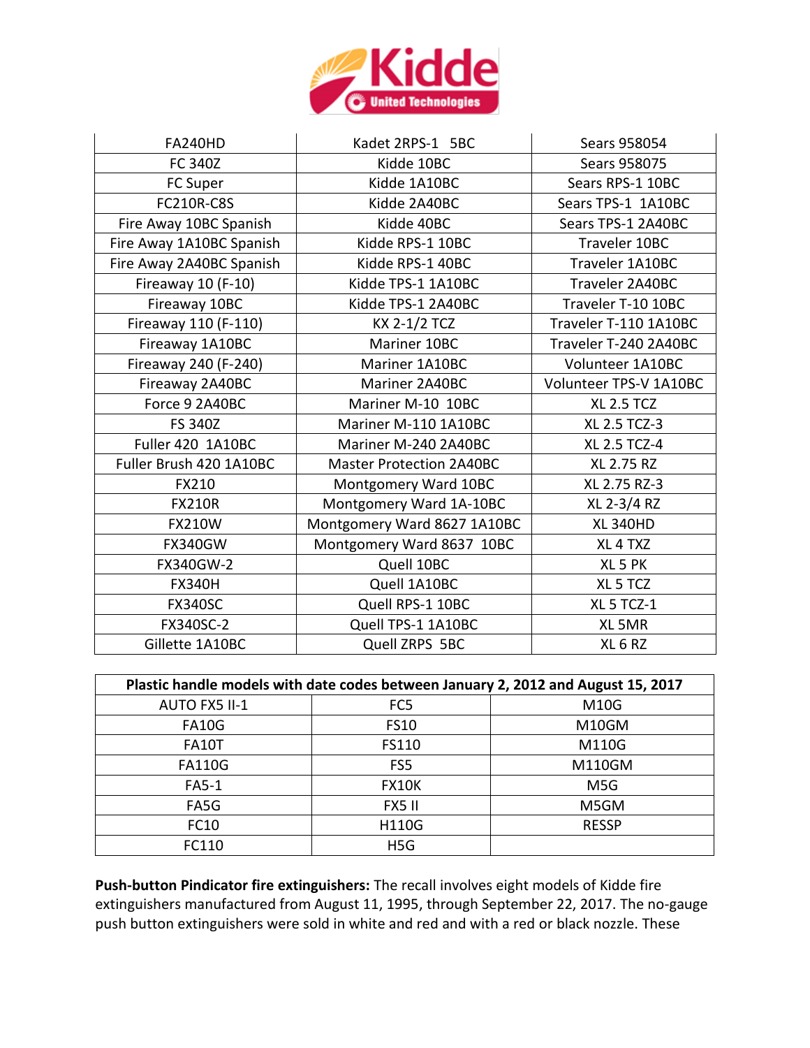Kidde United Technologies

| FA240HD | Kadet 2RPS-1 5BC | Sears 958054 |
|---|---|---|
| FC 340Z | Kidde 10BC | Sears 958075 |
| FC Super | Kidde 1A10BC | Sears RPS-1 10BC |
| FC210R-C8S | Kidde 2A40BC | Sears TPS-1 1A10BC |
| Fire Away 10BC Spanish | Kidde 40BC | Sears TPS-1 2A40BC |
| Fire Away 1A10BC Spanish | Kidde RPS-1 10BC | Traveler 10BC |
| Fire Away 2A40BC Spanish | Kidde RPS-1 40BC | Traveler 1A10BC |
| Fireaway 10 (F-10) | Kidde TPS-1 1A10BC | Traveler 2A40BC |
| Fireaway 10BC | Kidde TPS-1 2A40BC | Traveler T-10 10BC |
| Fireaway 110 (F-110) | KX 2-1/2 TCZ | Traveler T-110 1A10BC |
| Fireaway 1A10BC | Mariner 10BC | Traveler T-240 2A40BC |
| Fireaway 240 (F-240) | Mariner 1A10BC | Volunteer 1A10BC |
| Fireaway 2A40BC | Mariner 2A40BC | Volunteer TPS-V 1A10BC |
| Force 9 2A40BC | Mariner M-10 10BC | XL 2.5 TCZ |
| FS 340Z | Mariner M-110 1A10BC | XL 2.5 TCZ-3 |
| Fuller 420 1A10BC | Mariner M-240 2A40BC | XL 2.5 TCZ-4 |
| Fuller Brush 420 1A10BC | Master Protection 2A40BC | XL 2.75 RZ |
| FX210 | Montgomery Ward 10BC | XL 2.75 RZ-3 |
| FX210R | Montgomery Ward 1A-10BC | XL 2-3/4 RZ |
| FX210W | Montgomery Ward 8627 1A10BC | XL 340HD |
| FX340GW | Montgomery Ward 8637 10BC | XL 4 TXZ |
| FX340GW-2 | Quell 10BC | XL 5 PK |
| FX340H | Quell 1A10BC | XL 5 TCZ |
| FX340SC | Quell RPS-1 10BC | XL 5 TCZ-1 |
| FX340SC-2 | Quell TPS-1 1A10BC | XL 5MR |
| Gillette 1A10BC | Quell ZRPS 5BC | XL 6 RZ |

| **Plastic handle models with date codes between January 2, 2012 and August 15, 2017** | | |
|---|---|---|
| AUTO FX5 II-1 | FC5 | M10G |
| FA10G | FS10 | M10GM |
| FA10T | FS110 | M110G |
| FA110G | FS5 | M110GM |
| FA5-1 | FX10K | M5G |
| FA5G | FX5 II | M5GM |
| FC10 | H110G | RESSP |
| FC110 | H5G | |

**Push-button Pindicator fire extinguishers:** The recall involves eight models of Kidde fire extinguishers manufactured from August 11, 1995, through September 22, 2017. The no-gauge push button extinguishers were sold in white and red and with a red or black nozzle. These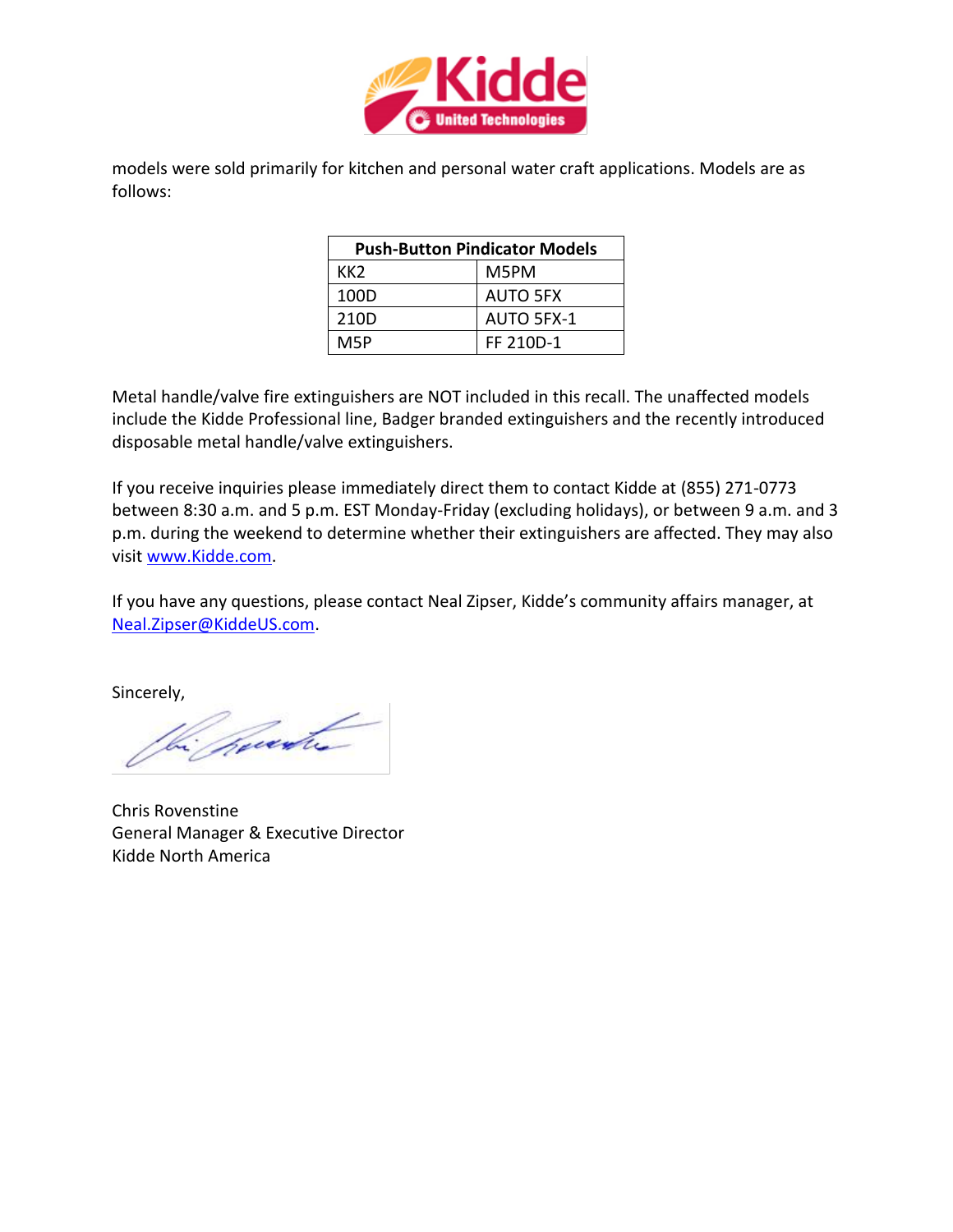models were sold primarily for kitchen and personal water craft applications. Models are as follows:

| Push-Button Pindicator Models | |
|---|---|
| KK2 | M5PM |
| 100D | AUTO 5FX |
| 210D | AUTO 5FX-1 |
| M5P | FF 210D-1 |

Metal handle/valve fire extinguishers are NOT included in this recall. The unaffected models include the Kidde Professional line, Badger branded extinguishers and the recently introduced disposable metal handle/valve extinguishers.

If you receive inquiries please immediately direct them to contact Kidde at (855) 271-0773 between 8:30 a.m. and 5 p.m. EST Monday-Friday (excluding holidays), or between 9 a.m. and 3 p.m. during the weekend to determine whether their extinguishers are affected. They may also visit www.Kidde.com.

If you have any questions, please contact Neal Zipser, Kidde's community affairs manager, at Neal.Zipser@KiddeUS.com.

Sincerely,

Chris Rovenstine
General Manager & Executive Director
Kidde North America